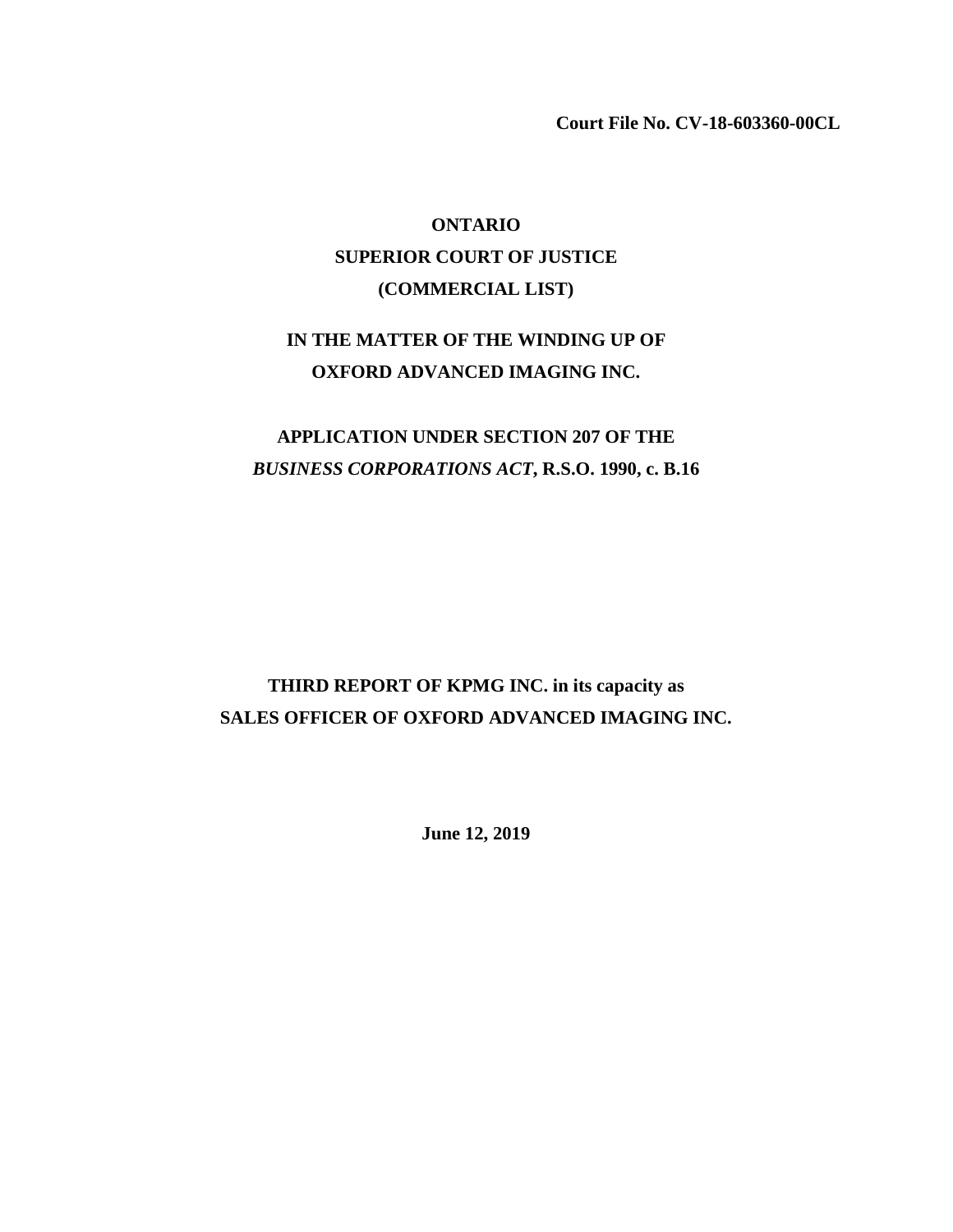**Court File No. CV-18-603360-00CL**

**ONTARIO**
**SUPERIOR COURT OF JUSTICE**
**(COMMERCIAL LIST)**

**IN THE MATTER OF THE WINDING UP OF**
**OXFORD ADVANCED IMAGING INC.**

**APPLICATION UNDER SECTION 207 OF THE**
***BUSINESS CORPORATIONS ACT*, R.S.O. 1990, c. B.16**

**THIRD REPORT OF KPMG INC. in its capacity as**
**SALES OFFICER OF OXFORD ADVANCED IMAGING INC.**

**June 12, 2019**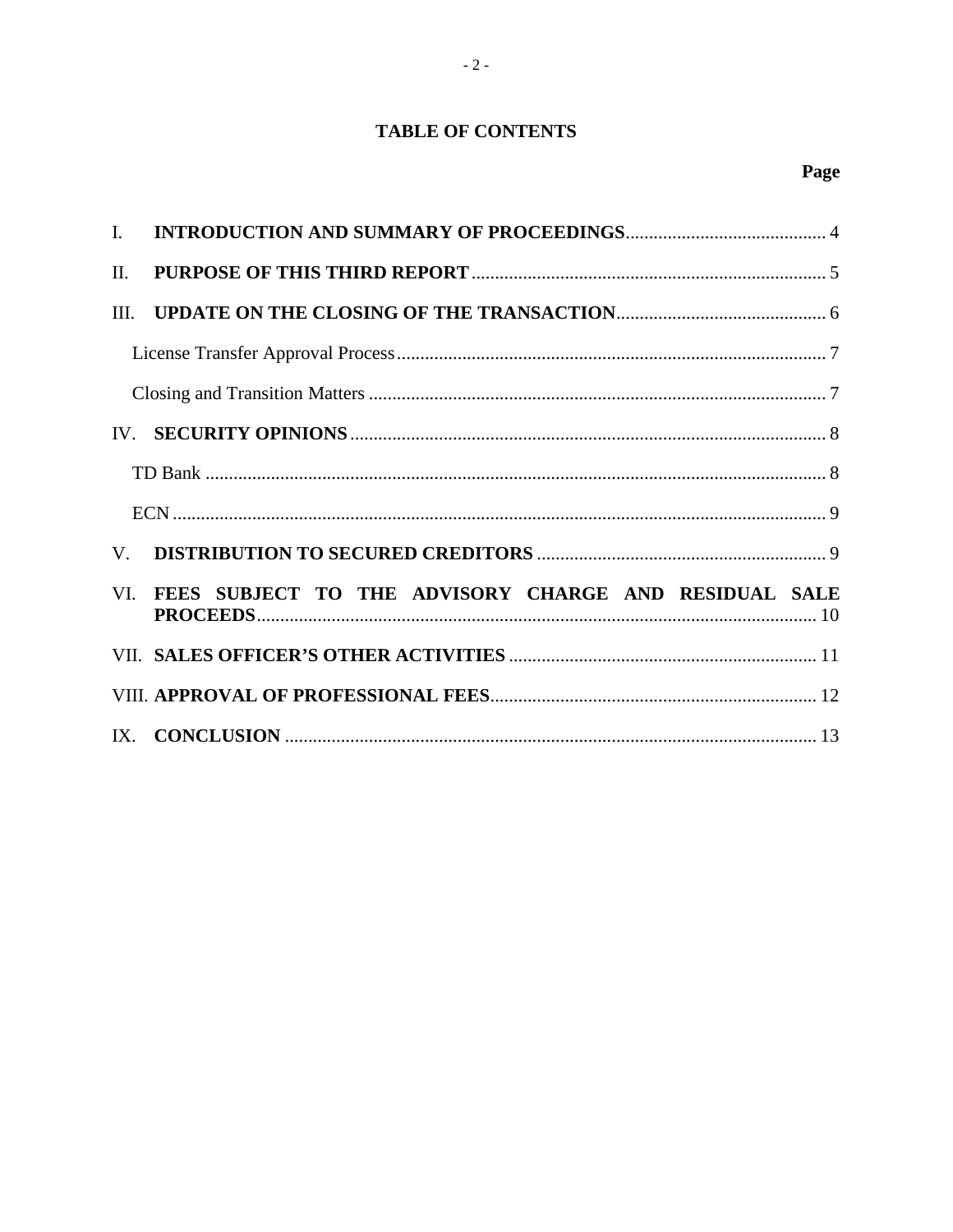## TABLE OF CONTENTS

| | | Page |
|---|---|---|
| I. | **INTRODUCTION AND SUMMARY OF PROCEEDINGS** | 4 |
| II. | **PURPOSE OF THIS THIRD REPORT** | 5 |
| III. | **UPDATE ON THE CLOSING OF THE TRANSACTION** | 6 |
| | License Transfer Approval Process | 7 |
| | Closing and Transition Matters | 7 |
| IV. | **SECURITY OPINIONS** | 8 |
| | TD Bank | 8 |
| | ECN | 9 |
| V. | **DISTRIBUTION TO SECURED CREDITORS** | 9 |
| VI. | **FEES SUBJECT TO THE ADVISORY CHARGE AND RESIDUAL SALE PROCEEDS** | 10 |
| VII. | **SALES OFFICER'S OTHER ACTIVITIES** | 11 |
| VIII. | **APPROVAL OF PROFESSIONAL FEES** | 12 |
| IX. | **CONCLUSION** | 13 |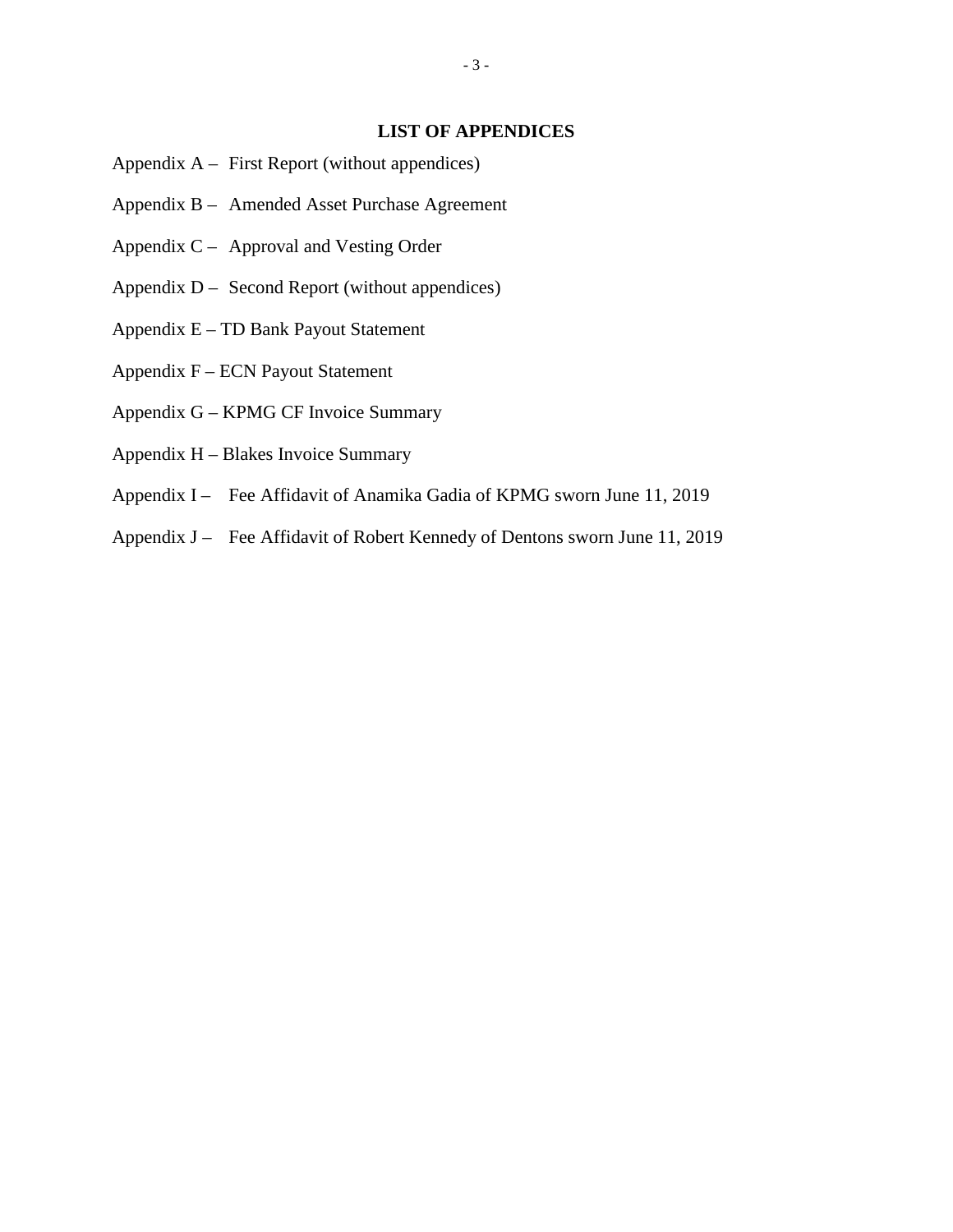## LIST OF APPENDICES

Appendix A – First Report (without appendices)

Appendix B – Amended Asset Purchase Agreement

Appendix C – Approval and Vesting Order

Appendix D – Second Report (without appendices)

Appendix E – TD Bank Payout Statement

Appendix F – ECN Payout Statement

Appendix G – KPMG CF Invoice Summary

Appendix H – Blakes Invoice Summary

Appendix I – Fee Affidavit of Anamika Gadia of KPMG sworn June 11, 2019

Appendix J – Fee Affidavit of Robert Kennedy of Dentons sworn June 11, 2019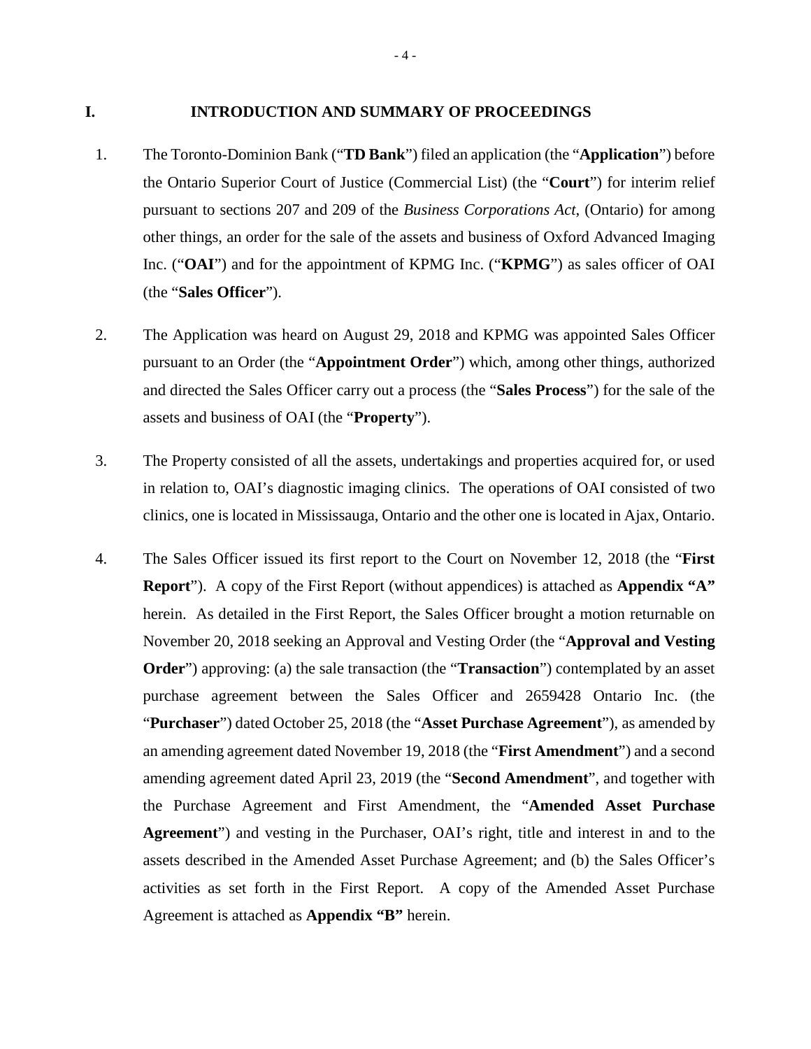# I. INTRODUCTION AND SUMMARY OF PROCEEDINGS

1. The Toronto-Dominion Bank ("**TD Bank**") filed an application (the "**Application**") before the Ontario Superior Court of Justice (Commercial List) (the "**Court**") for interim relief pursuant to sections 207 and 209 of the *Business Corporations Act*, (Ontario) for among other things, an order for the sale of the assets and business of Oxford Advanced Imaging Inc. ("**OAI**") and for the appointment of KPMG Inc. ("**KPMG**") as sales officer of OAI (the "**Sales Officer**").

2. The Application was heard on August 29, 2018 and KPMG was appointed Sales Officer pursuant to an Order (the "**Appointment Order**") which, among other things, authorized and directed the Sales Officer carry out a process (the "**Sales Process**") for the sale of the assets and business of OAI (the "**Property**").

3. The Property consisted of all the assets, undertakings and properties acquired for, or used in relation to, OAI's diagnostic imaging clinics. The operations of OAI consisted of two clinics, one is located in Mississauga, Ontario and the other one is located in Ajax, Ontario.

4. The Sales Officer issued its first report to the Court on November 12, 2018 (the "**First Report**"). A copy of the First Report (without appendices) is attached as **Appendix "A"** herein. As detailed in the First Report, the Sales Officer brought a motion returnable on November 20, 2018 seeking an Approval and Vesting Order (the "**Approval and Vesting Order**") approving: (a) the sale transaction (the "**Transaction**") contemplated by an asset purchase agreement between the Sales Officer and 2659428 Ontario Inc. (the "**Purchaser**") dated October 25, 2018 (the "**Asset Purchase Agreement**"), as amended by an amending agreement dated November 19, 2018 (the "**First Amendment**") and a second amending agreement dated April 23, 2019 (the "**Second Amendment**", and together with the Purchase Agreement and First Amendment, the "**Amended Asset Purchase Agreement**") and vesting in the Purchaser, OAI's right, title and interest in and to the assets described in the Amended Asset Purchase Agreement; and (b) the Sales Officer's activities as set forth in the First Report. A copy of the Amended Asset Purchase Agreement is attached as **Appendix "B"** herein.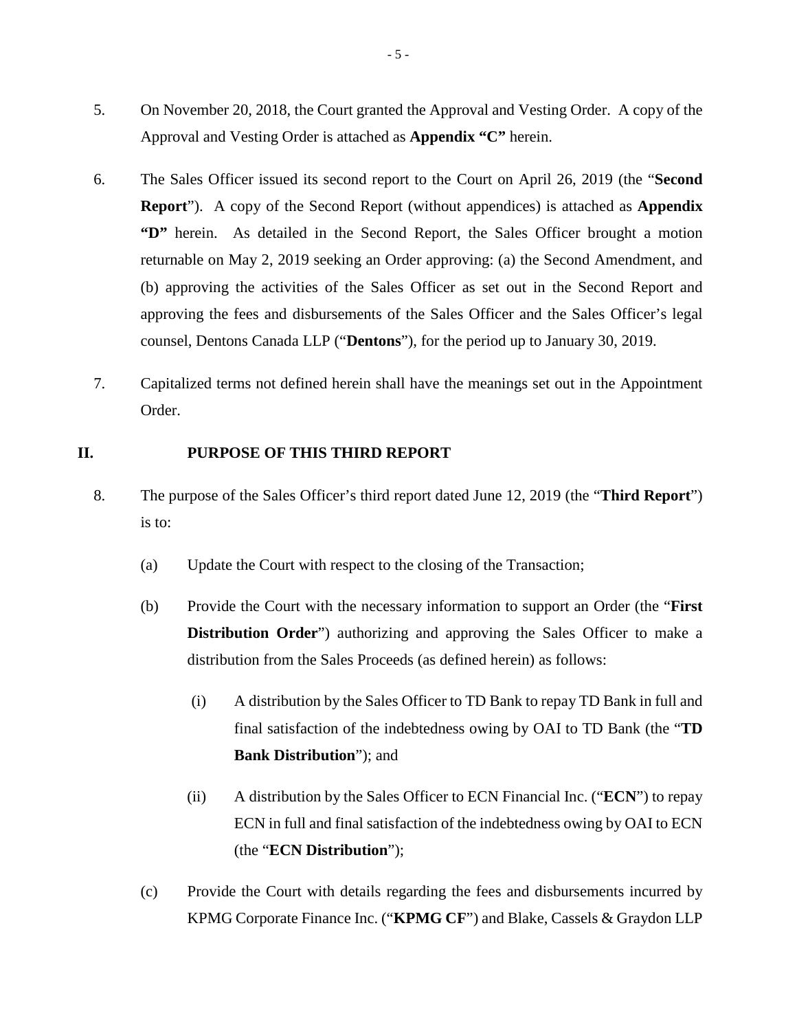5. On November 20, 2018, the Court granted the Approval and Vesting Order. A copy of the Approval and Vesting Order is attached as **Appendix "C"** herein.

6. The Sales Officer issued its second report to the Court on April 26, 2019 (the "**Second Report**"). A copy of the Second Report (without appendices) is attached as **Appendix "D"** herein. As detailed in the Second Report, the Sales Officer brought a motion returnable on May 2, 2019 seeking an Order approving: (a) the Second Amendment, and (b) approving the activities of the Sales Officer as set out in the Second Report and approving the fees and disbursements of the Sales Officer and the Sales Officer's legal counsel, Dentons Canada LLP ("**Dentons**"), for the period up to January 30, 2019.

7. Capitalized terms not defined herein shall have the meanings set out in the Appointment Order.

## II. PURPOSE OF THIS THIRD REPORT

8. The purpose of the Sales Officer's third report dated June 12, 2019 (the "**Third Report**") is to:

   (a) Update the Court with respect to the closing of the Transaction;

   (b) Provide the Court with the necessary information to support an Order (the "**First Distribution Order**") authorizing and approving the Sales Officer to make a distribution from the Sales Proceeds (as defined herein) as follows:

      (i) A distribution by the Sales Officer to TD Bank to repay TD Bank in full and final satisfaction of the indebtedness owing by OAI to TD Bank (the "**TD Bank Distribution**"); and

      (ii) A distribution by the Sales Officer to ECN Financial Inc. ("**ECN**") to repay ECN in full and final satisfaction of the indebtedness owing by OAI to ECN (the "**ECN Distribution**");

   (c) Provide the Court with details regarding the fees and disbursements incurred by KPMG Corporate Finance Inc. ("**KPMG CF**") and Blake, Cassels & Graydon LLP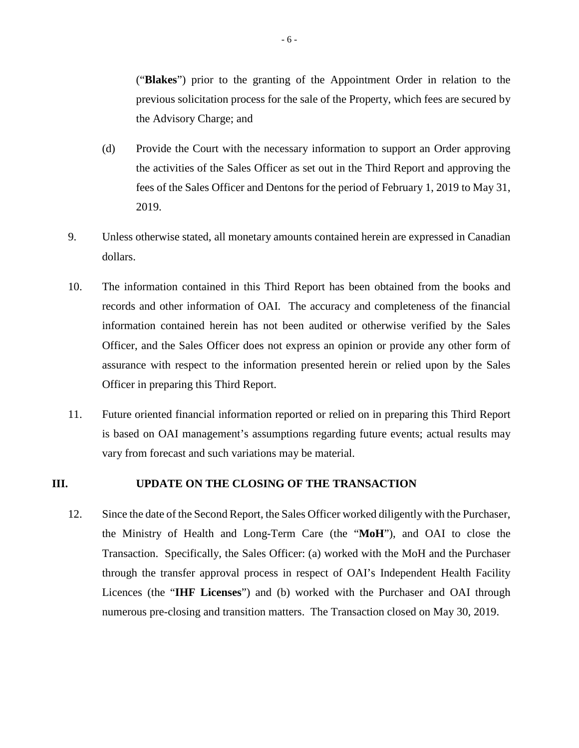("**Blakes**") prior to the granting of the Appointment Order in relation to the previous solicitation process for the sale of the Property, which fees are secured by the Advisory Charge; and

(d) Provide the Court with the necessary information to support an Order approving the activities of the Sales Officer as set out in the Third Report and approving the fees of the Sales Officer and Dentons for the period of February 1, 2019 to May 31, 2019.

9. Unless otherwise stated, all monetary amounts contained herein are expressed in Canadian dollars.

10. The information contained in this Third Report has been obtained from the books and records and other information of OAI. The accuracy and completeness of the financial information contained herein has not been audited or otherwise verified by the Sales Officer, and the Sales Officer does not express an opinion or provide any other form of assurance with respect to the information presented herein or relied upon by the Sales Officer in preparing this Third Report.

11. Future oriented financial information reported or relied on in preparing this Third Report is based on OAI management's assumptions regarding future events; actual results may vary from forecast and such variations may be material.

## III. UPDATE ON THE CLOSING OF THE TRANSACTION

12. Since the date of the Second Report, the Sales Officer worked diligently with the Purchaser, the Ministry of Health and Long-Term Care (the "**MoH**"), and OAI to close the Transaction. Specifically, the Sales Officer: (a) worked with the MoH and the Purchaser through the transfer approval process in respect of OAI's Independent Health Facility Licences (the "**IHF Licenses**") and (b) worked with the Purchaser and OAI through numerous pre-closing and transition matters. The Transaction closed on May 30, 2019.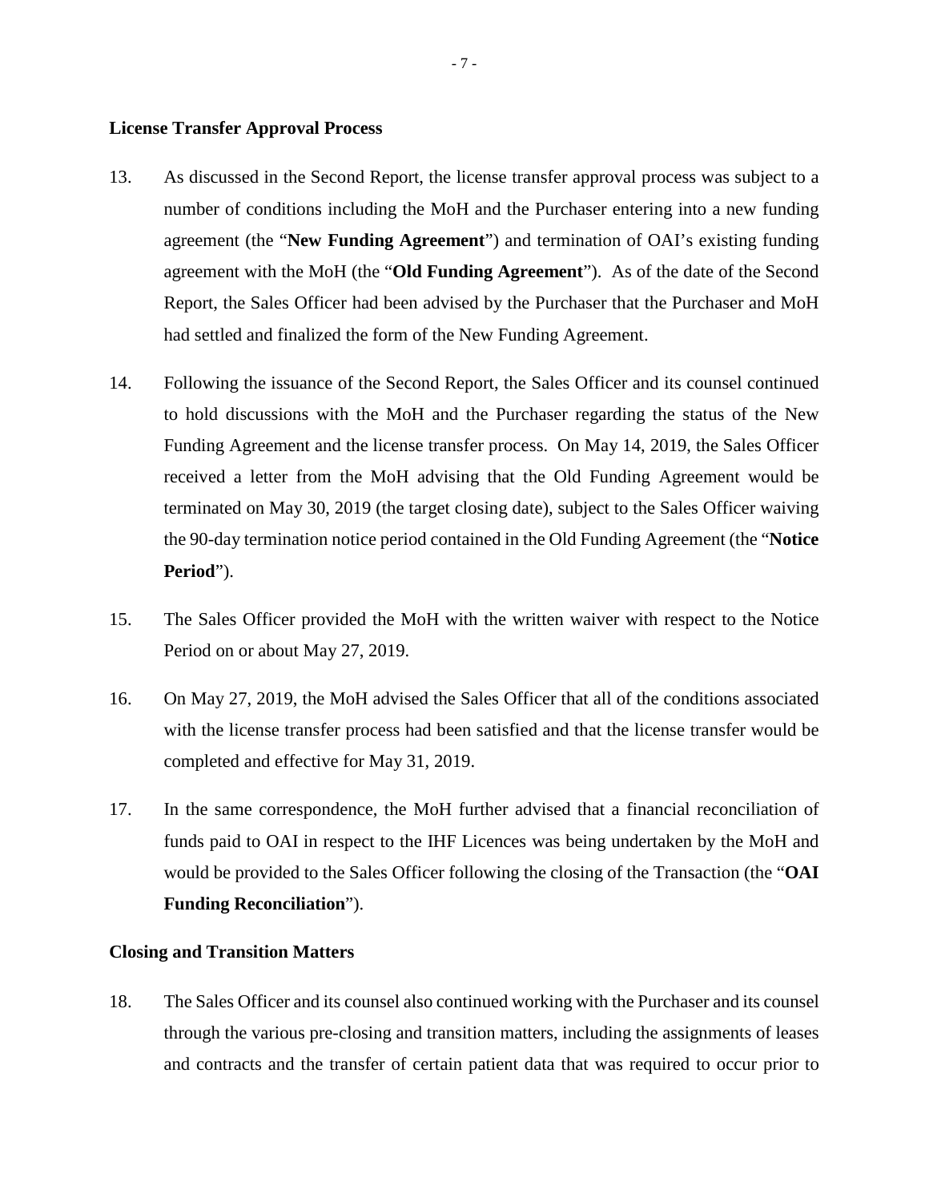**License Transfer Approval Process**

13. As discussed in the Second Report, the license transfer approval process was subject to a number of conditions including the MoH and the Purchaser entering into a new funding agreement (the "**New Funding Agreement**") and termination of OAI's existing funding agreement with the MoH (the "**Old Funding Agreement**"). As of the date of the Second Report, the Sales Officer had been advised by the Purchaser that the Purchaser and MoH had settled and finalized the form of the New Funding Agreement.

14. Following the issuance of the Second Report, the Sales Officer and its counsel continued to hold discussions with the MoH and the Purchaser regarding the status of the New Funding Agreement and the license transfer process. On May 14, 2019, the Sales Officer received a letter from the MoH advising that the Old Funding Agreement would be terminated on May 30, 2019 (the target closing date), subject to the Sales Officer waiving the 90-day termination notice period contained in the Old Funding Agreement (the "**Notice Period**").

15. The Sales Officer provided the MoH with the written waiver with respect to the Notice Period on or about May 27, 2019.

16. On May 27, 2019, the MoH advised the Sales Officer that all of the conditions associated with the license transfer process had been satisfied and that the license transfer would be completed and effective for May 31, 2019.

17. In the same correspondence, the MoH further advised that a financial reconciliation of funds paid to OAI in respect to the IHF Licences was being undertaken by the MoH and would be provided to the Sales Officer following the closing of the Transaction (the "**OAI Funding Reconciliation**").

**Closing and Transition Matters**

18. The Sales Officer and its counsel also continued working with the Purchaser and its counsel through the various pre-closing and transition matters, including the assignments of leases and contracts and the transfer of certain patient data that was required to occur prior to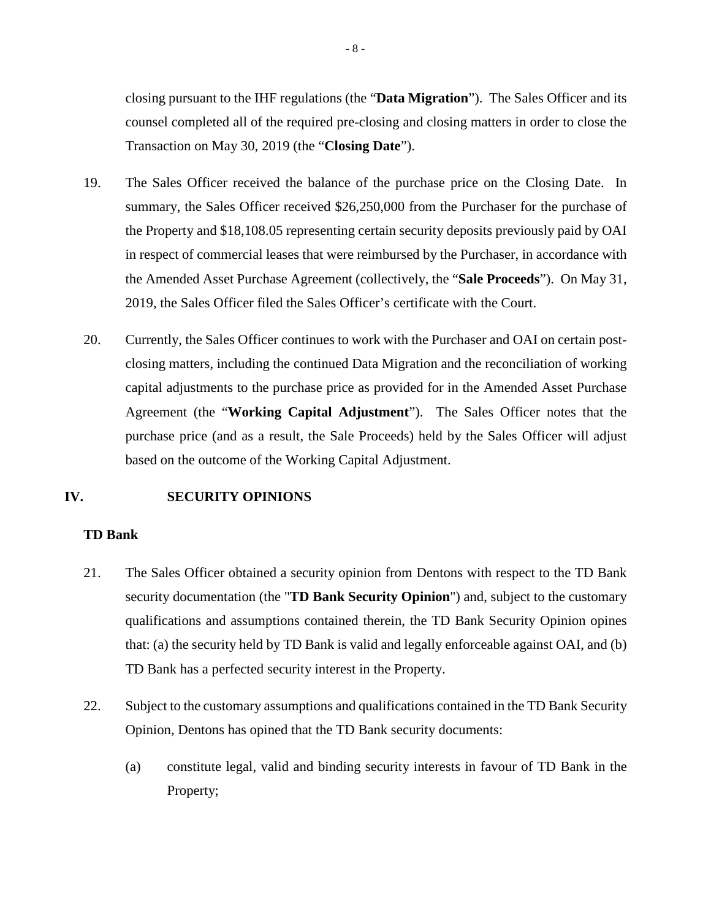closing pursuant to the IHF regulations (the "**Data Migration**"). The Sales Officer and its counsel completed all of the required pre-closing and closing matters in order to close the Transaction on May 30, 2019 (the "**Closing Date**").

19. The Sales Officer received the balance of the purchase price on the Closing Date. In summary, the Sales Officer received $26,250,000 from the Purchaser for the purchase of the Property and $18,108.05 representing certain security deposits previously paid by OAI in respect of commercial leases that were reimbursed by the Purchaser, in accordance with the Amended Asset Purchase Agreement (collectively, the "**Sale Proceeds**"). On May 31, 2019, the Sales Officer filed the Sales Officer's certificate with the Court.

20. Currently, the Sales Officer continues to work with the Purchaser and OAI on certain post-closing matters, including the continued Data Migration and the reconciliation of working capital adjustments to the purchase price as provided for in the Amended Asset Purchase Agreement (the "**Working Capital Adjustment**"). The Sales Officer notes that the purchase price (and as a result, the Sale Proceeds) held by the Sales Officer will adjust based on the outcome of the Working Capital Adjustment.

## IV. SECURITY OPINIONS

### TD Bank

21. The Sales Officer obtained a security opinion from Dentons with respect to the TD Bank security documentation (the "**TD Bank Security Opinion**") and, subject to the customary qualifications and assumptions contained therein, the TD Bank Security Opinion opines that: (a) the security held by TD Bank is valid and legally enforceable against OAI, and (b) TD Bank has a perfected security interest in the Property.

22. Subject to the customary assumptions and qualifications contained in the TD Bank Security Opinion, Dentons has opined that the TD Bank security documents:

    (a) constitute legal, valid and binding security interests in favour of TD Bank in the Property;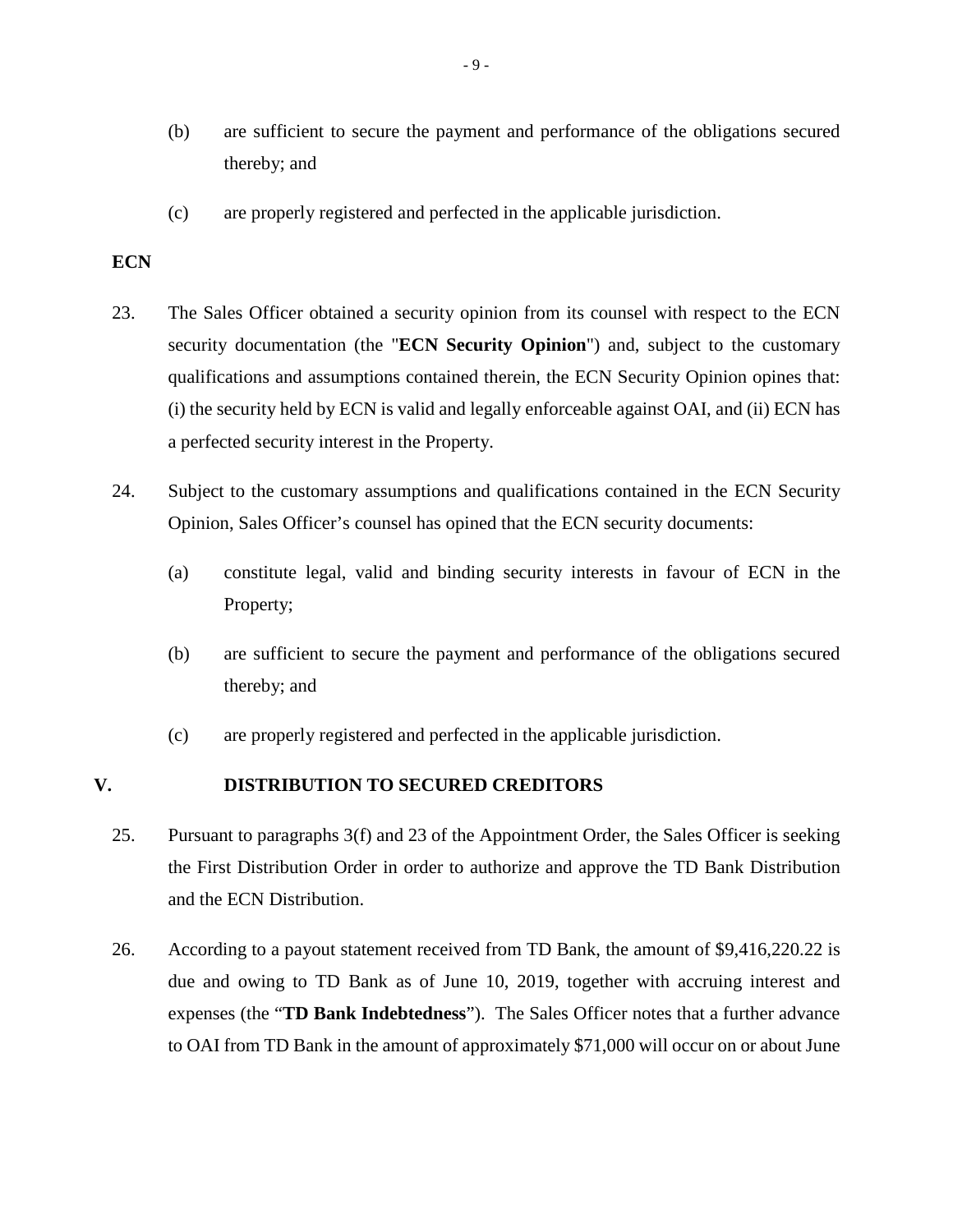(b) are sufficient to secure the payment and performance of the obligations secured thereby; and

(c) are properly registered and perfected in the applicable jurisdiction.

**ECN**

23. The Sales Officer obtained a security opinion from its counsel with respect to the ECN security documentation (the "**ECN Security Opinion**") and, subject to the customary qualifications and assumptions contained therein, the ECN Security Opinion opines that: (i) the security held by ECN is valid and legally enforceable against OAI, and (ii) ECN has a perfected security interest in the Property.

24. Subject to the customary assumptions and qualifications contained in the ECN Security Opinion, Sales Officer's counsel has opined that the ECN security documents:

(a) constitute legal, valid and binding security interests in favour of ECN in the Property;

(b) are sufficient to secure the payment and performance of the obligations secured thereby; and

(c) are properly registered and perfected in the applicable jurisdiction.

## V. DISTRIBUTION TO SECURED CREDITORS

25. Pursuant to paragraphs 3(f) and 23 of the Appointment Order, the Sales Officer is seeking the First Distribution Order in order to authorize and approve the TD Bank Distribution and the ECN Distribution.

26. According to a payout statement received from TD Bank, the amount of $9,416,220.22 is due and owing to TD Bank as of June 10, 2019, together with accruing interest and expenses (the "**TD Bank Indebtedness**"). The Sales Officer notes that a further advance to OAI from TD Bank in the amount of approximately $71,000 will occur on or about June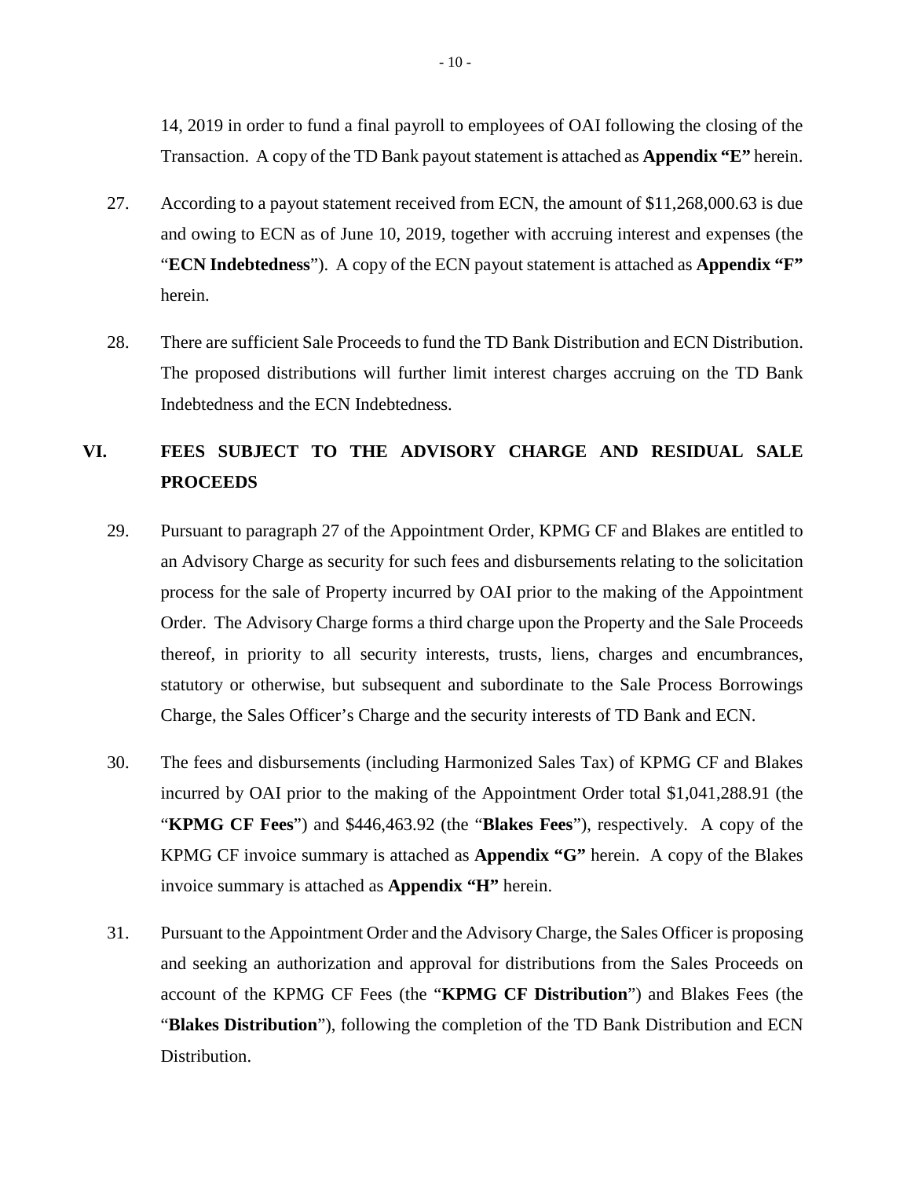14, 2019 in order to fund a final payroll to employees of OAI following the closing of the Transaction. A copy of the TD Bank payout statement is attached as **Appendix "E"** herein.

27. According to a payout statement received from ECN, the amount of $11,268,000.63 is due and owing to ECN as of June 10, 2019, together with accruing interest and expenses (the "**ECN Indebtedness**"). A copy of the ECN payout statement is attached as **Appendix "F"** herein.

28. There are sufficient Sale Proceeds to fund the TD Bank Distribution and ECN Distribution. The proposed distributions will further limit interest charges accruing on the TD Bank Indebtedness and the ECN Indebtedness.

## VI. FEES SUBJECT TO THE ADVISORY CHARGE AND RESIDUAL SALE PROCEEDS

29. Pursuant to paragraph 27 of the Appointment Order, KPMG CF and Blakes are entitled to an Advisory Charge as security for such fees and disbursements relating to the solicitation process for the sale of Property incurred by OAI prior to the making of the Appointment Order. The Advisory Charge forms a third charge upon the Property and the Sale Proceeds thereof, in priority to all security interests, trusts, liens, charges and encumbrances, statutory or otherwise, but subsequent and subordinate to the Sale Process Borrowings Charge, the Sales Officer's Charge and the security interests of TD Bank and ECN.

30. The fees and disbursements (including Harmonized Sales Tax) of KPMG CF and Blakes incurred by OAI prior to the making of the Appointment Order total $1,041,288.91 (the "**KPMG CF Fees**") and $446,463.92 (the "**Blakes Fees**"), respectively. A copy of the KPMG CF invoice summary is attached as **Appendix "G"** herein. A copy of the Blakes invoice summary is attached as **Appendix "H"** herein.

31. Pursuant to the Appointment Order and the Advisory Charge, the Sales Officer is proposing and seeking an authorization and approval for distributions from the Sales Proceeds on account of the KPMG CF Fees (the "**KPMG CF Distribution**") and Blakes Fees (the "**Blakes Distribution**"), following the completion of the TD Bank Distribution and ECN Distribution.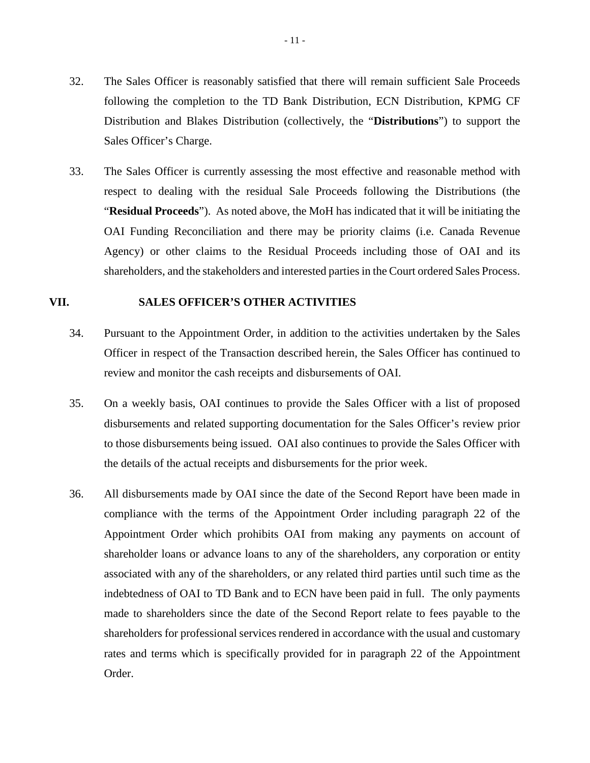32. The Sales Officer is reasonably satisfied that there will remain sufficient Sale Proceeds following the completion to the TD Bank Distribution, ECN Distribution, KPMG CF Distribution and Blakes Distribution (collectively, the "**Distributions**") to support the Sales Officer's Charge.

33. The Sales Officer is currently assessing the most effective and reasonable method with respect to dealing with the residual Sale Proceeds following the Distributions (the "**Residual Proceeds**"). As noted above, the MoH has indicated that it will be initiating the OAI Funding Reconciliation and there may be priority claims (i.e. Canada Revenue Agency) or other claims to the Residual Proceeds including those of OAI and its shareholders, and the stakeholders and interested parties in the Court ordered Sales Process.

## VII. SALES OFFICER'S OTHER ACTIVITIES

34. Pursuant to the Appointment Order, in addition to the activities undertaken by the Sales Officer in respect of the Transaction described herein, the Sales Officer has continued to review and monitor the cash receipts and disbursements of OAI.

35. On a weekly basis, OAI continues to provide the Sales Officer with a list of proposed disbursements and related supporting documentation for the Sales Officer's review prior to those disbursements being issued. OAI also continues to provide the Sales Officer with the details of the actual receipts and disbursements for the prior week.

36. All disbursements made by OAI since the date of the Second Report have been made in compliance with the terms of the Appointment Order including paragraph 22 of the Appointment Order which prohibits OAI from making any payments on account of shareholder loans or advance loans to any of the shareholders, any corporation or entity associated with any of the shareholders, or any related third parties until such time as the indebtedness of OAI to TD Bank and to ECN have been paid in full. The only payments made to shareholders since the date of the Second Report relate to fees payable to the shareholders for professional services rendered in accordance with the usual and customary rates and terms which is specifically provided for in paragraph 22 of the Appointment Order.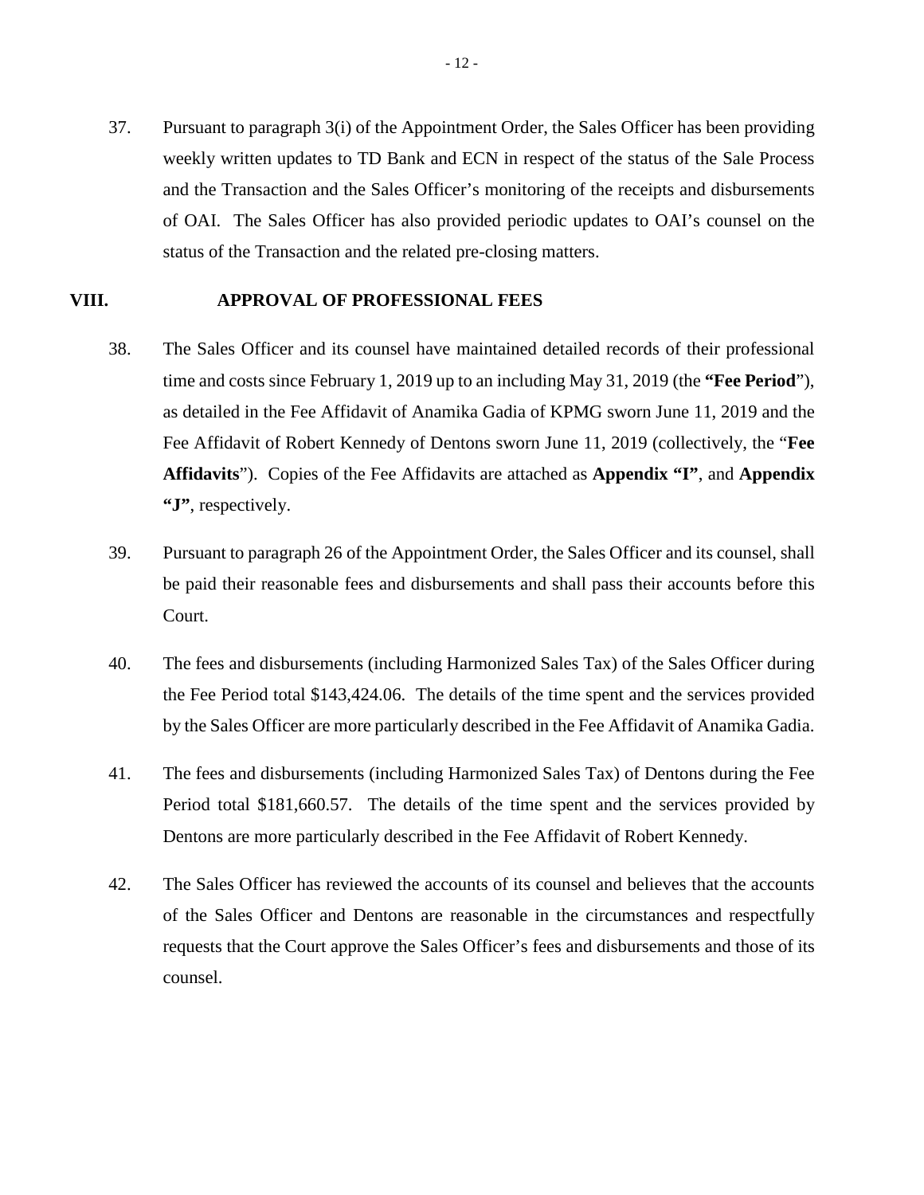37. Pursuant to paragraph 3(i) of the Appointment Order, the Sales Officer has been providing weekly written updates to TD Bank and ECN in respect of the status of the Sale Process and the Transaction and the Sales Officer's monitoring of the receipts and disbursements of OAI. The Sales Officer has also provided periodic updates to OAI's counsel on the status of the Transaction and the related pre-closing matters.

## VIII. APPROVAL OF PROFESSIONAL FEES

38. The Sales Officer and its counsel have maintained detailed records of their professional time and costs since February 1, 2019 up to an including May 31, 2019 (the **"Fee Period**"), as detailed in the Fee Affidavit of Anamika Gadia of KPMG sworn June 11, 2019 and the Fee Affidavit of Robert Kennedy of Dentons sworn June 11, 2019 (collectively, the "**Fee Affidavits**"). Copies of the Fee Affidavits are attached as **Appendix "I"**, and **Appendix "J"**, respectively.

39. Pursuant to paragraph 26 of the Appointment Order, the Sales Officer and its counsel, shall be paid their reasonable fees and disbursements and shall pass their accounts before this Court.

40. The fees and disbursements (including Harmonized Sales Tax) of the Sales Officer during the Fee Period total $143,424.06. The details of the time spent and the services provided by the Sales Officer are more particularly described in the Fee Affidavit of Anamika Gadia.

41. The fees and disbursements (including Harmonized Sales Tax) of Dentons during the Fee Period total $181,660.57. The details of the time spent and the services provided by Dentons are more particularly described in the Fee Affidavit of Robert Kennedy.

42. The Sales Officer has reviewed the accounts of its counsel and believes that the accounts of the Sales Officer and Dentons are reasonable in the circumstances and respectfully requests that the Court approve the Sales Officer's fees and disbursements and those of its counsel.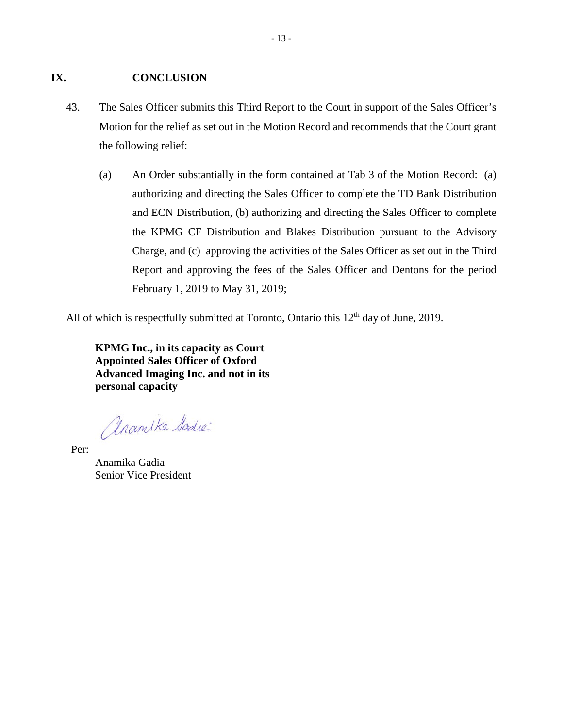## IX. CONCLUSION

43. The Sales Officer submits this Third Report to the Court in support of the Sales Officer's Motion for the relief as set out in the Motion Record and recommends that the Court grant the following relief:

    (a) An Order substantially in the form contained at Tab 3 of the Motion Record: (a) authorizing and directing the Sales Officer to complete the TD Bank Distribution and ECN Distribution, (b) authorizing and directing the Sales Officer to complete the KPMG CF Distribution and Blakes Distribution pursuant to the Advisory Charge, and (c) approving the activities of the Sales Officer as set out in the Third Report and approving the fees of the Sales Officer and Dentons for the period February 1, 2019 to May 31, 2019;

All of which is respectfully submitted at Toronto, Ontario this 12th day of June, 2019.

**KPMG Inc., in its capacity as Court Appointed Sales Officer of Oxford Advanced Imaging Inc. and not in its personal capacity**

Per: ______________________________

Anamika Gadia
Senior Vice President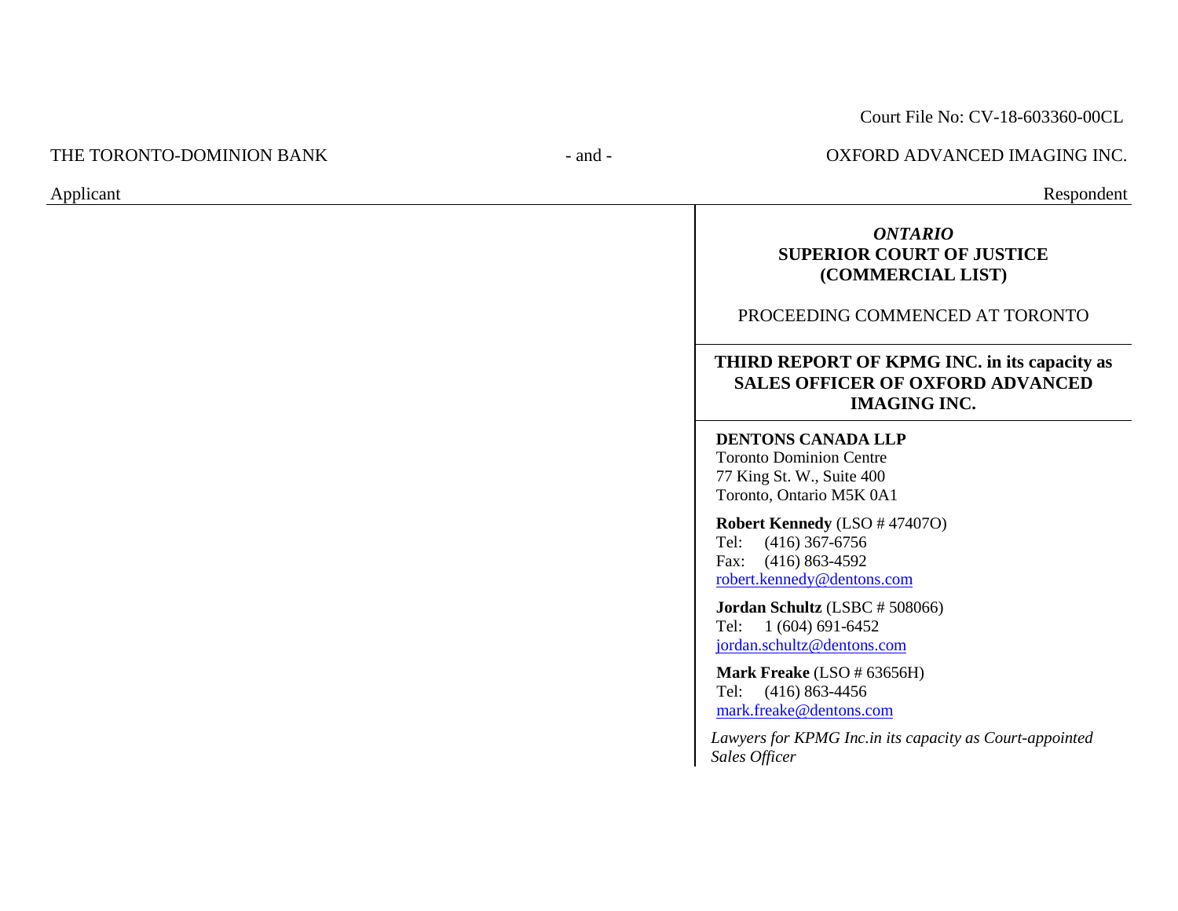Court File No: CV-18-603360-00CL

THE TORONTO-DOMINION BANK - and - OXFORD ADVANCED IMAGING INC.

Applicant Respondent

***ONTARIO***
**SUPERIOR COURT OF JUSTICE**
**(COMMERCIAL LIST)**

PROCEEDING COMMENCED AT TORONTO

**THIRD REPORT OF KPMG INC. in its capacity as SALES OFFICER OF OXFORD ADVANCED IMAGING INC.**

**DENTONS CANADA LLP**
Toronto Dominion Centre
77 King St. W., Suite 400
Toronto, Ontario M5K 0A1

**Robert Kennedy** (LSO # 47407O)
Tel: (416) 367-6756
Fax: (416) 863-4592
robert.kennedy@dentons.com

**Jordan Schultz** (LSBC # 508066)
Tel: 1 (604) 691-6452
jordan.schultz@dentons.com

**Mark Freake** (LSO # 63656H)
Tel: (416) 863-4456
mark.freake@dentons.com

*Lawyers for KPMG Inc.in its capacity as Court-appointed Sales Officer*